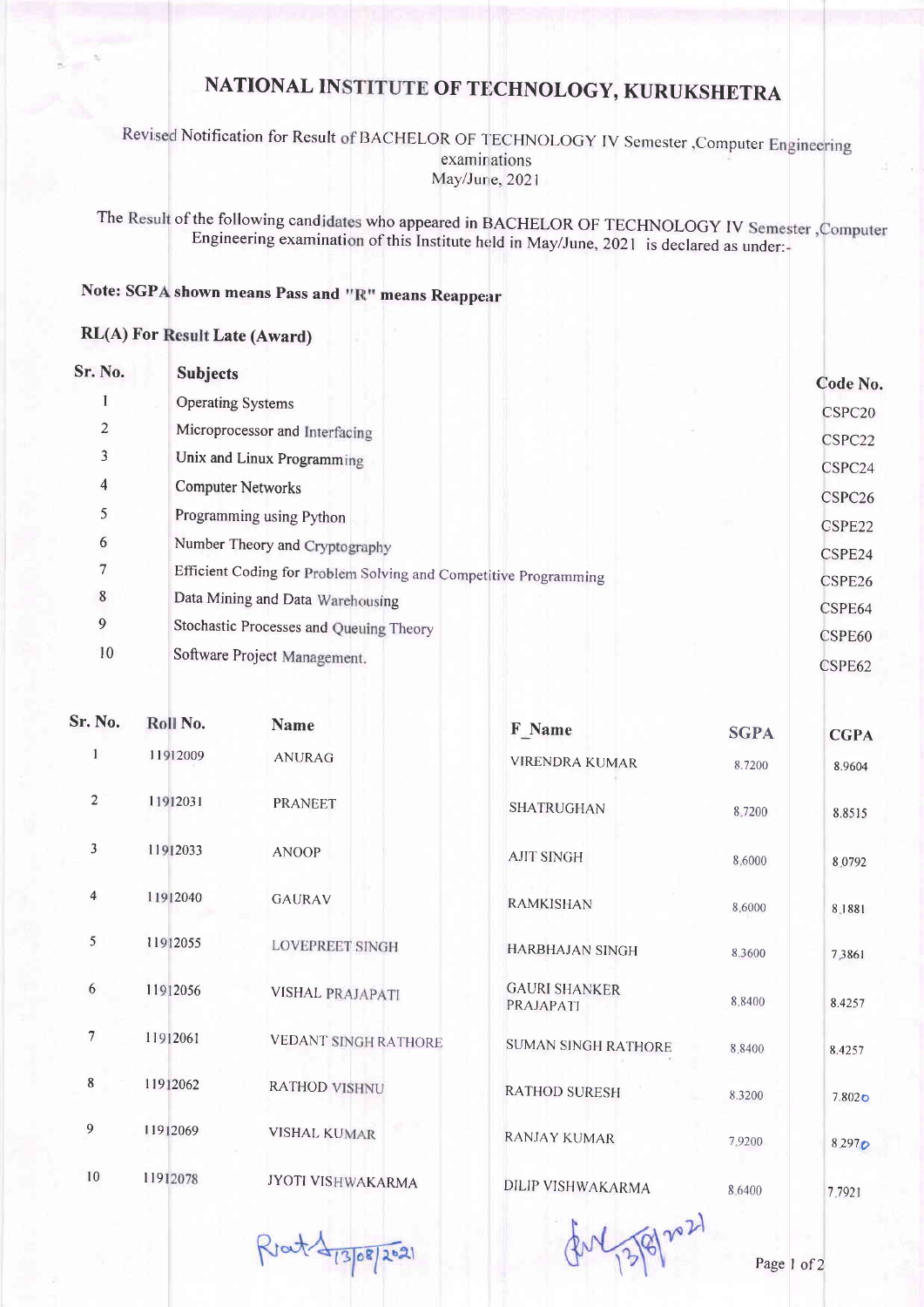# NATIONAL INSTITUTE OF TECHNOLOGY, KURUKSHETRA

Revised Notification for Result of BACHELOR OF TECHNOLOGY IV Semester ,Computer Engineering examinations
May/June, 2021

The Result of the following candidates who appeared in BACHELOR OF TECHNOLOGY IV Semester ,Computer Engineering examination of this Institute held in May/June, 2021 is declared as under:-

**Note: SGPA shown means Pass and "R" means Reappear**

**RL(A) For Result Late (Award)**

| Sr. No. | Subjects | Code No. |
|---|---|---|
| 1 | Operating Systems | CSPC20 |
| 2 | Microprocessor and Interfacing | CSPC22 |
| 3 | Unix and Linux Programming | CSPC24 |
| 4 | Computer Networks | CSPC26 |
| 5 | Programming using Python | CSPE22 |
| 6 | Number Theory and Cryptography | CSPE24 |
| 7 | Efficient Coding for Problem Solving and Competitive Programming | CSPE26 |
| 8 | Data Mining and Data Warehousing | CSPE64 |
| 9 | Stochastic Processes and Queuing Theory | CSPE60 |
| 10 | Software Project Management. | CSPE62 |

| Sr. No. | Roll No. | Name | F_Name | SGPA | CGPA |
|---|---|---|---|---|---|
| 1 | 11912009 | ANURAG | VIRENDRA KUMAR | 8.7200 | 8.9604 |
| 2 | 11912031 | PRANEET | SHATRUGHAN | 8.7200 | 8.8515 |
| 3 | 11912033 | ANOOP | AJIT SINGH | 8.6000 | 8.0792 |
| 4 | 11912040 | GAURAV | RAMKISHAN | 8.6000 | 8.1881 |
| 5 | 11912055 | LOVEPREET SINGH | HARBHAJAN SINGH | 8.3600 | 7.3861 |
| 6 | 11912056 | VISHAL PRAJAPATI | GAURI SHANKER PRAJAPATI | 8.8400 | 8.4257 |
| 7 | 11912061 | VEDANT SINGH RATHORE | SUMAN SINGH RATHORE | 8.8400 | 8.4257 |
| 8 | 11912062 | RATHOD VISHNU | RATHOD SURESH | 8.3200 | 7.8020 |
| 9 | 11912069 | VISHAL KUMAR | RANJAY KUMAR | 7.9200 | 8.2970 |
| 10 | 11912078 | JYOTI VISHWAKARMA | DILIP VISHWAKARMA | 8.6400 | 7.7921 |

Rcat 13/08/2021 13/8/2021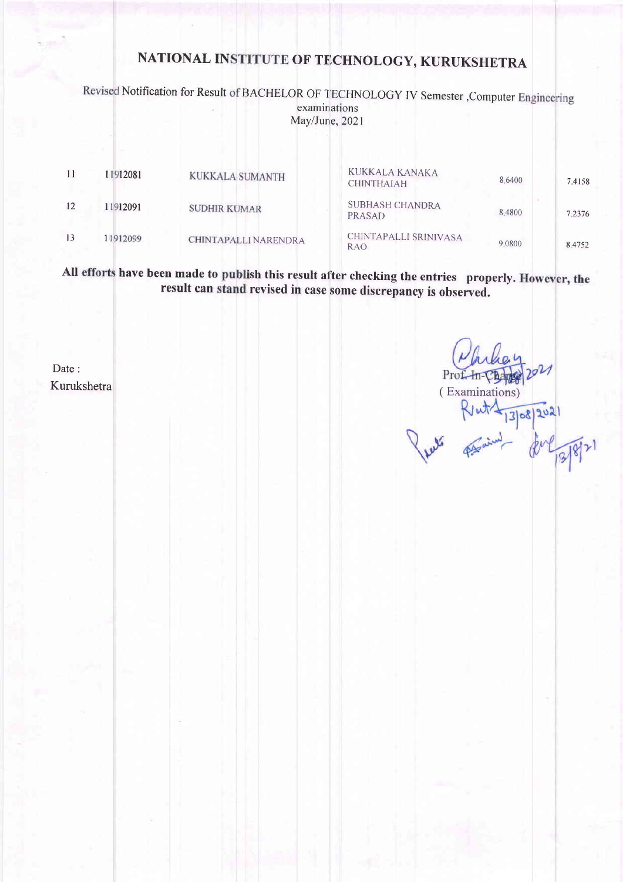# NATIONAL INSTITUTE OF TECHNOLOGY, KURUKSHETRA

Revised Notification for Result of BACHELOR OF TECHNOLOGY IV Semester ,Computer Engineering examinations
May/June, 2021

| | | | | | |
|---|---|---|---|---|---|
| 11 | 11912081 | KUKKALA SUMANTH | KUKKALA KANAKA CHINTHAIAH | 8.6400 | 7.4158 |
| 12 | 11912091 | SUDHIR KUMAR | SUBHASH CHANDRA PRASAD | 8.4800 | 7.2376 |
| 13 | 11912099 | CHINTAPALLI NARENDRA | CHINTAPALLI SRINIVASA RAO | 9.0800 | 8.4752 |

**All efforts have been made to publish this result after checking the entries properly. However, the result can stand revised in case some discrepancy is observed.**

Date :
Kurukshetra

Prof. In-Charge
( Examinations)
13/08/2021
13/8/21